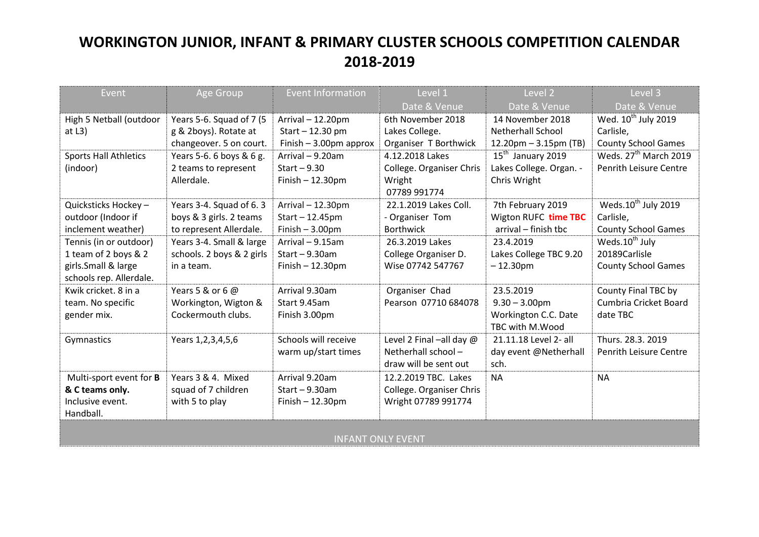# WORKINGTON JUNIOR, INFANT & PRIMARY CLUSTER SCHOOLS COMPETITION CALENDAR 2018-2019

| Event | Age Group | Event Information | Level 1 Date & Venue | Level 2 Date & Venue | Level 3 Date & Venue |
|---|---|---|---|---|---|
| High 5 Netball (outdoor at L3) | Years 5-6. Squad of 7 (5 g & 2boys). Rotate at changeover. 5 on court. | Arrival – 12.20pm Start – 12.30 pm Finish – 3.00pm approx | 6th November 2018 Lakes College. Organiser T Borthwick | 14 November 2018 Netherhall School 12.20pm – 3.15pm (TB) | Wed. 10th July 2019 Carlisle, County School Games |
| Sports Hall Athletics (indoor) | Years 5-6. 6 boys & 6 g. 2 teams to represent Allerdale. | Arrival – 9.20am Start – 9.30 Finish – 12.30pm | 4.12.2018 Lakes College. Organiser Chris Wright 07789 991774 | 15th January 2019 Lakes College. Organ. - Chris Wright | Weds. 27th March 2019 Penrith Leisure Centre |
| Quicksticks Hockey – outdoor (Indoor if inclement weather) | Years 3-4. Squad of 6. 3 boys & 3 girls. 2 teams to represent Allerdale. | Arrival – 12.30pm Start – 12.45pm Finish – 3.00pm | 22.1.2019 Lakes Coll. - Organiser Tom Borthwick | 7th February 2019 Wigton RUFC **time TBC** arrival – finish tbc | Weds.10th July 2019 Carlisle, County School Games |
| Tennis (in or outdoor) 1 team of 2 boys & 2 girls.Small & large schools rep. Allerdale. | Years 3-4. Small & large schools. 2 boys & 2 girls in a team. | Arrival – 9.15am Start – 9.30am Finish – 12.30pm | 26.3.2019 Lakes College Organiser D. Wise 07742 547767 | 23.4.2019 Lakes College TBC 9.20 – 12.30pm | Weds.10th July 20189Carlisle County School Games |
| Kwik cricket. 8 in a team. No specific gender mix. | Years 5 & or 6 @ Workington, Wigton & Cockermouth clubs. | Arrival 9.30am Start 9.45am Finish 3.00pm | Organiser Chad Pearson 07710 684078 | 23.5.2019 9.30 – 3.00pm Workington C.C. Date TBC with M.Wood | County Final TBC by Cumbria Cricket Board date TBC |
| Gymnastics | Years 1,2,3,4,5,6 | Schools will receive warm up/start times | Level 2 Final –all day @ Netherhall school – draw will be sent out | 21.11.18 Level 2- all day event @Netherhall sch. | Thurs. 28.3. 2019 Penrith Leisure Centre |
| Multi-sport event for **B & C teams only.** Inclusive event. Handball. | Years 3 & 4. Mixed squad of 7 children with 5 to play | Arrival 9.20am Start – 9.30am Finish – 12.30pm | 12.2.2019 TBC. Lakes College. Organiser Chris Wright 07789 991774 | NA | NA |
| INFANT ONLY EVENT | | | | | |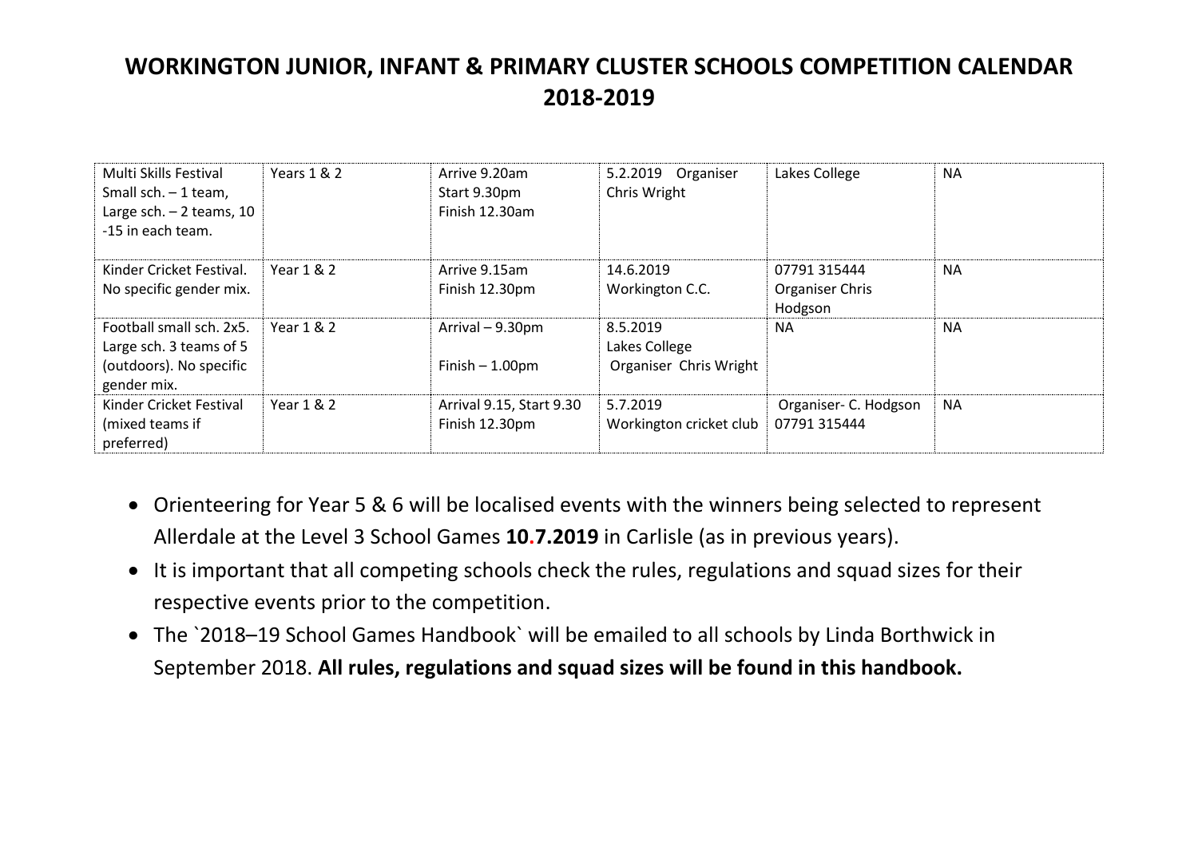# WORKINGTON JUNIOR, INFANT & PRIMARY CLUSTER SCHOOLS COMPETITION CALENDAR 2018-2019

| | | | | | |
|---|---|---|---|---|---|
| Multi Skills Festival Small sch. – 1 team, Large sch. – 2 teams, 10 -15 in each team. | Years 1 & 2 | Arrive 9.20am Start 9.30pm Finish 12.30am | 5.2.2019 Organiser Chris Wright | Lakes College | NA |
| Kinder Cricket Festival. No specific gender mix. | Year 1 & 2 | Arrive 9.15am Finish 12.30pm | 14.6.2019 Workington C.C. | 07791 315444 Organiser Chris Hodgson | NA |
| Football small sch. 2x5. Large sch. 3 teams of 5 (outdoors). No specific gender mix. | Year 1 & 2 | Arrival – 9.30pm Finish – 1.00pm | 8.5.2019 Lakes College Organiser Chris Wright | NA | NA |
| Kinder Cricket Festival (mixed teams if preferred) | Year 1 & 2 | Arrival 9.15, Start 9.30 Finish 12.30pm | 5.7.2019 Workington cricket club | Organiser- C. Hodgson 07791 315444 | NA |

- Orienteering for Year 5 & 6 will be localised events with the winners being selected to represent Allerdale at the Level 3 School Games **10.7.2019** in Carlisle (as in previous years).
- It is important that all competing schools check the rules, regulations and squad sizes for their respective events prior to the competition.
- The `2018–19 School Games Handbook` will be emailed to all schools by Linda Borthwick in September 2018. **All rules, regulations and squad sizes will be found in this handbook.**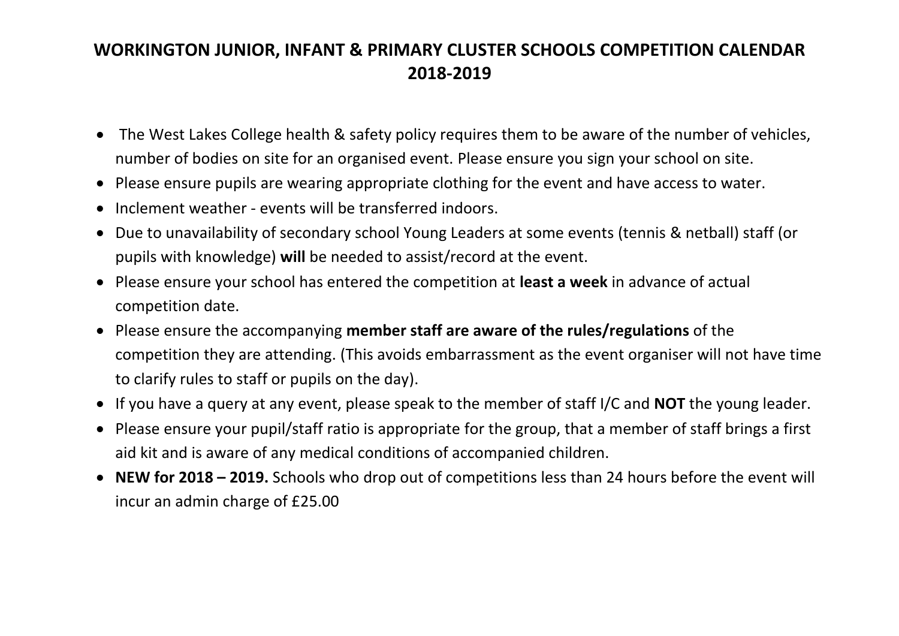# WORKINGTON JUNIOR, INFANT & PRIMARY CLUSTER SCHOOLS COMPETITION CALENDAR 2018-2019

- The West Lakes College health & safety policy requires them to be aware of the number of vehicles, number of bodies on site for an organised event. Please ensure you sign your school on site.
- Please ensure pupils are wearing appropriate clothing for the event and have access to water.
- Inclement weather - events will be transferred indoors.
- Due to unavailability of secondary school Young Leaders at some events (tennis & netball) staff (or pupils with knowledge) **will** be needed to assist/record at the event.
- Please ensure your school has entered the competition at **least a week** in advance of actual competition date.
- Please ensure the accompanying **member staff are aware of the rules/regulations** of the competition they are attending. (This avoids embarrassment as the event organiser will not have time to clarify rules to staff or pupils on the day).
- If you have a query at any event, please speak to the member of staff I/C and **NOT** the young leader.
- Please ensure your pupil/staff ratio is appropriate for the group, that a member of staff brings a first aid kit and is aware of any medical conditions of accompanied children.
- **NEW for 2018 – 2019.** Schools who drop out of competitions less than 24 hours before the event will incur an admin charge of £25.00